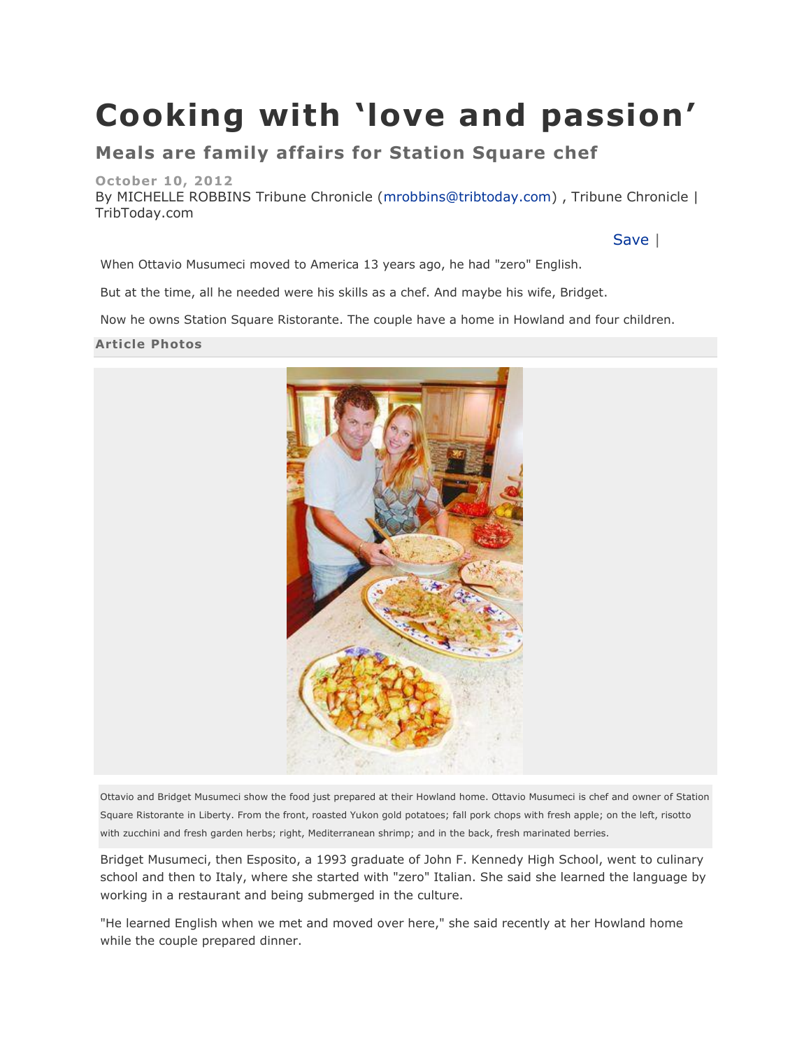# Cooking with 'love and passion'

## Meals are family affairs for Station Square chef

**October 10, 2012**

By MICHELLE ROBBINS Tribune Chronicle (mrobbins@tribtoday.com) , Tribune Chronicle | TribToday.com

Save |

When Ottavio Musumeci moved to America 13 years ago, he had "zero" English.

But at the time, all he needed were his skills as a chef. And maybe his wife, Bridget.

Now he owns Station Square Ristorante. The couple have a home in Howland and four children.

**Article Photos**

Ottavio and Bridget Musumeci show the food just prepared at their Howland home. Ottavio Musumeci is chef and owner of Station Square Ristorante in Liberty. From the front, roasted Yukon gold potatoes; fall pork chops with fresh apple; on the left, risotto with zucchini and fresh garden herbs; right, Mediterranean shrimp; and in the back, fresh marinated berries.

Bridget Musumeci, then Esposito, a 1993 graduate of John F. Kennedy High School, went to culinary school and then to Italy, where she started with "zero" Italian. She said she learned the language by working in a restaurant and being submerged in the culture.

"He learned English when we met and moved over here," she said recently at her Howland home while the couple prepared dinner.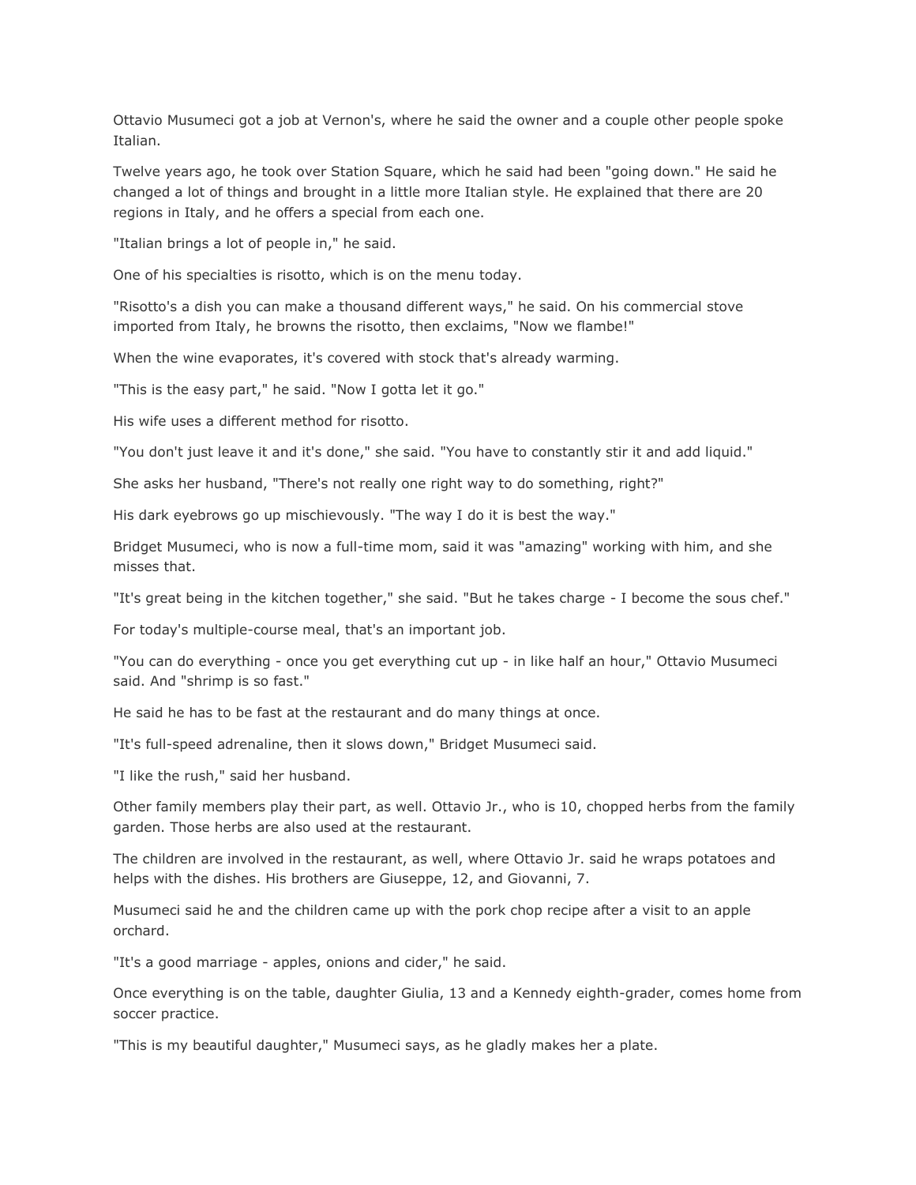Ottavio Musumeci got a job at Vernon's, where he said the owner and a couple other people spoke Italian.

Twelve years ago, he took over Station Square, which he said had been "going down." He said he changed a lot of things and brought in a little more Italian style. He explained that there are 20 regions in Italy, and he offers a special from each one.

"Italian brings a lot of people in," he said.

One of his specialties is risotto, which is on the menu today.

"Risotto's a dish you can make a thousand different ways," he said. On his commercial stove imported from Italy, he browns the risotto, then exclaims, "Now we flambe!"

When the wine evaporates, it's covered with stock that's already warming.

"This is the easy part," he said. "Now I gotta let it go."

His wife uses a different method for risotto.

"You don't just leave it and it's done," she said. "You have to constantly stir it and add liquid."

She asks her husband, "There's not really one right way to do something, right?"

His dark eyebrows go up mischievously. "The way I do it is best the way."

Bridget Musumeci, who is now a full-time mom, said it was "amazing" working with him, and she misses that.

"It's great being in the kitchen together," she said. "But he takes charge - I become the sous chef."

For today's multiple-course meal, that's an important job.

"You can do everything - once you get everything cut up - in like half an hour," Ottavio Musumeci said. And "shrimp is so fast."

He said he has to be fast at the restaurant and do many things at once.

"It's full-speed adrenaline, then it slows down," Bridget Musumeci said.

"I like the rush," said her husband.

Other family members play their part, as well. Ottavio Jr., who is 10, chopped herbs from the family garden. Those herbs are also used at the restaurant.

The children are involved in the restaurant, as well, where Ottavio Jr. said he wraps potatoes and helps with the dishes. His brothers are Giuseppe, 12, and Giovanni, 7.

Musumeci said he and the children came up with the pork chop recipe after a visit to an apple orchard.

"It's a good marriage - apples, onions and cider," he said.

Once everything is on the table, daughter Giulia, 13 and a Kennedy eighth-grader, comes home from soccer practice.

"This is my beautiful daughter," Musumeci says, as he gladly makes her a plate.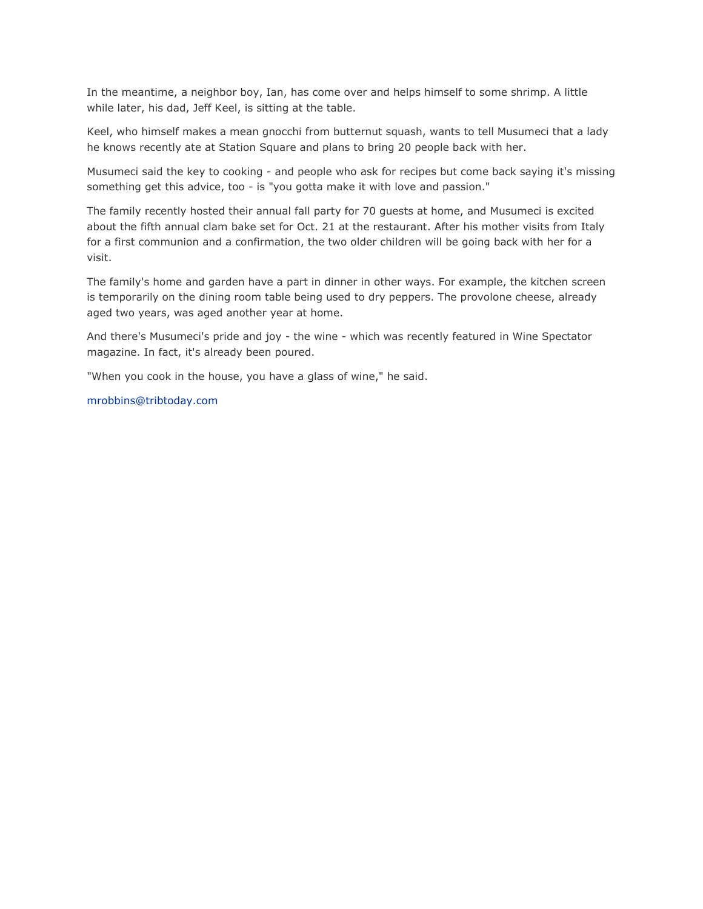In the meantime, a neighbor boy, Ian, has come over and helps himself to some shrimp. A little while later, his dad, Jeff Keel, is sitting at the table.

Keel, who himself makes a mean gnocchi from butternut squash, wants to tell Musumeci that a lady he knows recently ate at Station Square and plans to bring 20 people back with her.

Musumeci said the key to cooking - and people who ask for recipes but come back saying it's missing something get this advice, too - is "you gotta make it with love and passion."

The family recently hosted their annual fall party for 70 guests at home, and Musumeci is excited about the fifth annual clam bake set for Oct. 21 at the restaurant. After his mother visits from Italy for a first communion and a confirmation, the two older children will be going back with her for a visit.

The family's home and garden have a part in dinner in other ways. For example, the kitchen screen is temporarily on the dining room table being used to dry peppers. The provolone cheese, already aged two years, was aged another year at home.

And there's Musumeci's pride and joy - the wine - which was recently featured in Wine Spectator magazine. In fact, it's already been poured.

"When you cook in the house, you have a glass of wine," he said.

mrobbins@tribtoday.com